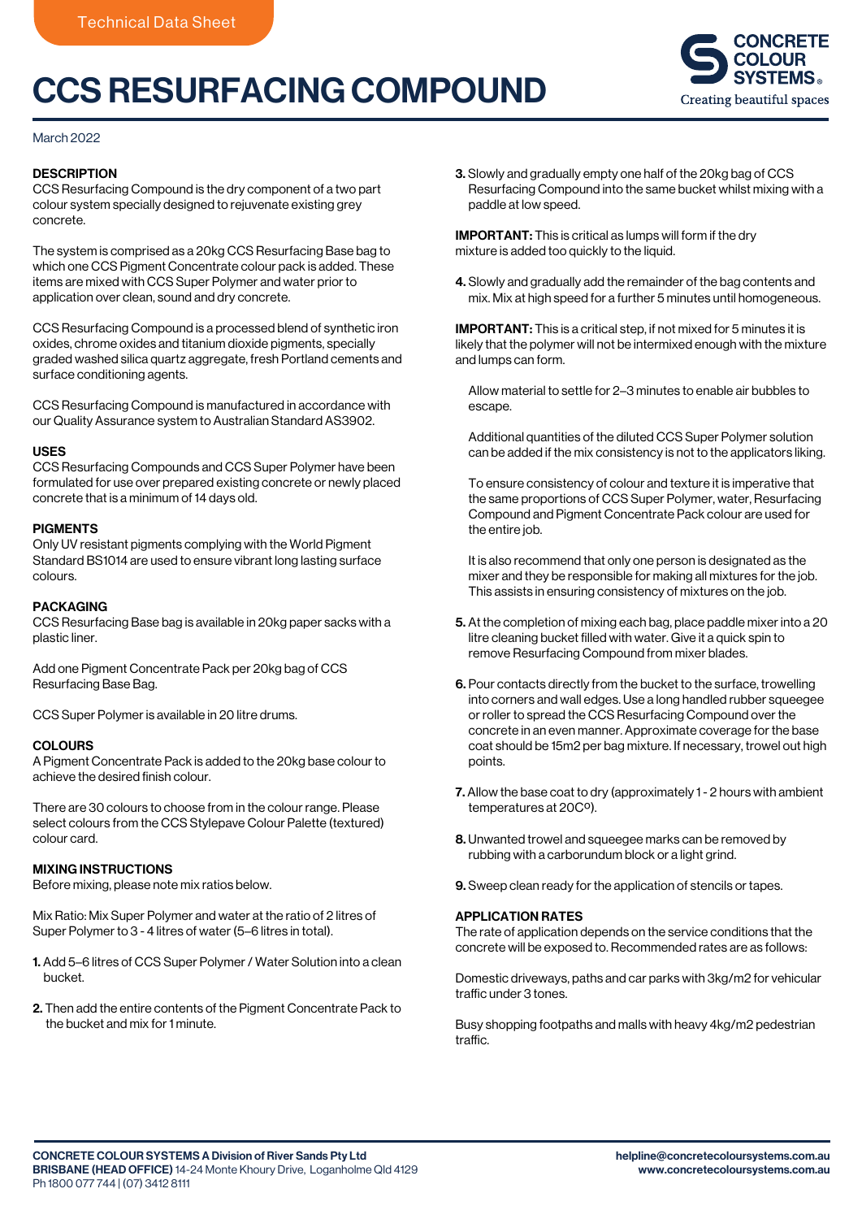Technical Data Sheet

# CCS RESURFACING COMPOUND

March 2022

## DESCRIPTION

CCS Resurfacing Compound is the dry component of a two part colour system specially designed to rejuvenate existing grey concrete.

The system is comprised as a 20kg CCS Resurfacing Base bag to which one CCS Pigment Concentrate colour pack is added. These items are mixed with CCS Super Polymer and water prior to application over clean, sound and dry concrete.

CCS Resurfacing Compound is a processed blend of synthetic iron oxides, chrome oxides and titanium dioxide pigments, specially graded washed silica quartz aggregate, fresh Portland cements and surface conditioning agents.

CCS Resurfacing Compound is manufactured in accordance with our Quality Assurance system to Australian Standard AS3902.

## USES

CCS Resurfacing Compounds and CCS Super Polymer have been formulated for use over prepared existing concrete or newly placed concrete that is a minimum of 14 days old.

## PIGMENTS

Only UV resistant pigments complying with the World Pigment Standard BS1014 are used to ensure vibrant long lasting surface colours.

## PACKAGING

CCS Resurfacing Base bag is available in 20kg paper sacks with a plastic liner.

Add one Pigment Concentrate Pack per 20kg bag of CCS Resurfacing Base Bag.

CCS Super Polymer is available in 20 litre drums.

## COLOURS

A Pigment Concentrate Pack is added to the 20kg base colour to achieve the desired finish colour.

There are 30 colours to choose from in the colour range. Please select colours from the CCS Stylepave Colour Palette (textured) colour card.

## MIXING INSTRUCTIONS

Before mixing, please note mix ratios below.

Mix Ratio: Mix Super Polymer and water at the ratio of 2 litres of Super Polymer to 3 - 4 litres of water (5–6 litres in total).

1. Add 5–6 litres of CCS Super Polymer / Water Solution into a clean bucket.
2. Then add the entire contents of the Pigment Concentrate Pack to the bucket and mix for 1 minute.
3. Slowly and gradually empty one half of the 20kg bag of CCS Resurfacing Compound into the same bucket whilst mixing with a paddle at low speed.

**IMPORTANT:** This is critical as lumps will form if the dry mixture is added too quickly to the liquid.

4. Slowly and gradually add the remainder of the bag contents and mix. Mix at high speed for a further 5 minutes until homogeneous.

**IMPORTANT:** This is a critical step, if not mixed for 5 minutes it is likely that the polymer will not be intermixed enough with the mixture and lumps can form.

Allow material to settle for 2–3 minutes to enable air bubbles to escape.

Additional quantities of the diluted CCS Super Polymer solution can be added if the mix consistency is not to the applicators liking.

To ensure consistency of colour and texture it is imperative that the same proportions of CCS Super Polymer, water, Resurfacing Compound and Pigment Concentrate Pack colour are used for the entire job.

It is also recommend that only one person is designated as the mixer and they be responsible for making all mixtures for the job. This assists in ensuring consistency of mixtures on the job.

5. At the completion of mixing each bag, place paddle mixer into a 20 litre cleaning bucket filled with water. Give it a quick spin to remove Resurfacing Compound from mixer blades.
6. Pour contacts directly from the bucket to the surface, trowelling into corners and wall edges. Use a long handled rubber squeegee or roller to spread the CCS Resurfacing Compound over the concrete in an even manner. Approximate coverage for the base coat should be 15m2 per bag mixture. If necessary, trowel out high points.
7. Allow the base coat to dry (approximately 1 - 2 hours with ambient temperatures at 20Cº).
8. Unwanted trowel and squeegee marks can be removed by rubbing with a carborundum block or a light grind.
9. Sweep clean ready for the application of stencils or tapes.

## APPLICATION RATES

The rate of application depends on the service conditions that the concrete will be exposed to. Recommended rates are as follows:

Domestic driveways, paths and car parks with 3kg/m2 for vehicular traffic under 3 tones.

Busy shopping footpaths and malls with heavy 4kg/m2 pedestrian traffic.

**CONCRETE COLOUR SYSTEMS A Division of River Sands Pty Ltd**
**BRISBANE (HEAD OFFICE)** 14-24 Monte Khoury Drive, Loganholme Qld 4129
Ph 1800 077 744 | (07) 3412 8111

**helpline@concretecoloursystems.com.au**
**www.concretecoloursystems.com.au**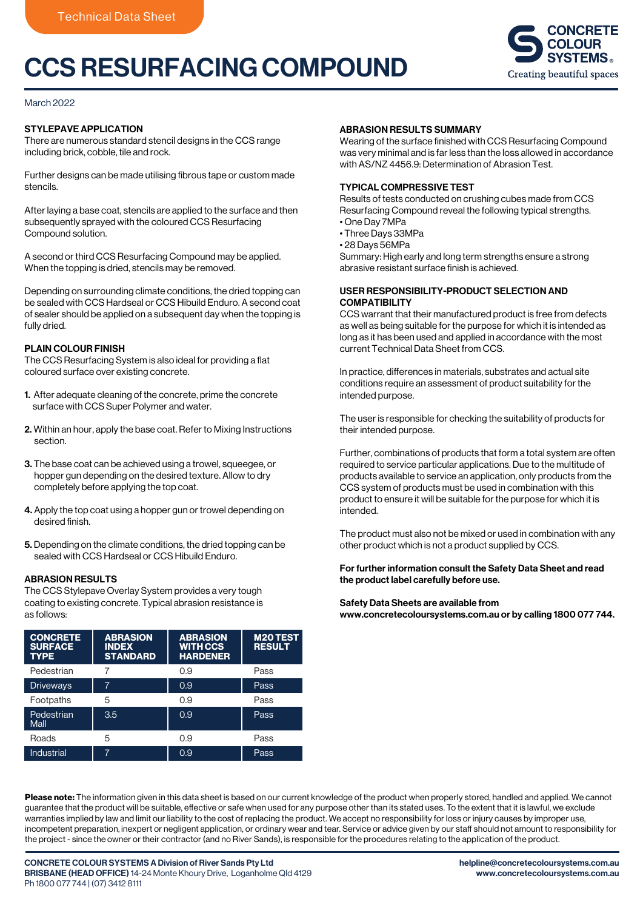Technical Data Sheet

# CCS RESURFACING COMPOUND

March 2022

### STYLEPAVE APPLICATION

There are numerous standard stencil designs in the CCS range including brick, cobble, tile and rock.

Further designs can be made utilising fibrous tape or custom made stencils.

After laying a base coat, stencils are applied to the surface and then subsequently sprayed with the coloured CCS Resurfacing Compound solution.

A second or third CCS Resurfacing Compound may be applied. When the topping is dried, stencils may be removed.

Depending on surrounding climate conditions, the dried topping can be sealed with CCS Hardseal or CCS Hibuild Enduro. A second coat of sealer should be applied on a subsequent day when the topping is fully dried.

### PLAIN COLOUR FINISH

The CCS Resurfacing System is also ideal for providing a flat coloured surface over existing concrete.

1. After adequate cleaning of the concrete, prime the concrete surface with CCS Super Polymer and water.
2. Within an hour, apply the base coat. Refer to Mixing Instructions section.
3. The base coat can be achieved using a trowel, squeegee, or hopper gun depending on the desired texture. Allow to dry completely before applying the top coat.
4. Apply the top coat using a hopper gun or trowel depending on desired finish.
5. Depending on the climate conditions, the dried topping can be sealed with CCS Hardseal or CCS Hibuild Enduro.

### ABRASION RESULTS

The CCS Stylepave Overlay System provides a very tough coating to existing concrete. Typical abrasion resistance is as follows:

| CONCRETE SURFACE TYPE | ABRASION INDEX STANDARD | ABRASION WITH CCS HARDENER | M20 TEST RESULT |
|---|---|---|---|
| Pedestrian | 7 | 0.9 | Pass |
| Driveways | 7 | 0.9 | Pass |
| Footpaths | 5 | 0.9 | Pass |
| Pedestrian Mall | 3.5 | 0.9 | Pass |
| Roads | 5 | 0.9 | Pass |
| Industrial | 7 | 0.9 | Pass |

### ABRASION RESULTS SUMMARY

Wearing of the surface finished with CCS Resurfacing Compound was very minimal and is far less than the loss allowed in accordance with AS/NZ 4456.9: Determination of Abrasion Test.

### TYPICAL COMPRESSIVE TEST

Results of tests conducted on crushing cubes made from CCS Resurfacing Compound reveal the following typical strengths.

- One Day 7MPa
- Three Days 33MPa
- 28 Days 56MPa

Summary: High early and long term strengths ensure a strong abrasive resistant surface finish is achieved.

### USER RESPONSIBILITY-PRODUCT SELECTION AND COMPATIBILITY

CCS warrant that their manufactured product is free from defects as well as being suitable for the purpose for which it is intended as long as it has been used and applied in accordance with the most current Technical Data Sheet from CCS.

In practice, differences in materials, substrates and actual site conditions require an assessment of product suitability for the intended purpose.

The user is responsible for checking the suitability of products for their intended purpose.

Further, combinations of products that form a total system are often required to service particular applications. Due to the multitude of products available to service an application, only products from the CCS system of products must be used in combination with this product to ensure it will be suitable for the purpose for which it is intended.

The product must also not be mixed or used in combination with any other product which is not a product supplied by CCS.

**For further information consult the Safety Data Sheet and read the product label carefully before use.**

**Safety Data Sheets are available from www.concretecoloursystems.com.au or by calling 1800 077 744.**

**Please note:** The information given in this data sheet is based on our current knowledge of the product when properly stored, handled and applied. We cannot guarantee that the product will be suitable, effective or safe when used for any purpose other than its stated uses. To the extent that it is lawful, we exclude warranties implied by law and limit our liability to the cost of replacing the product. We accept no responsibility for loss or injury causes by improper use, incompetent preparation, inexpert or negligent application, or ordinary wear and tear. Service or advice given by our staff should not amount to responsibility for the project - since the owner or their contractor (and no River Sands), is responsible for the procedures relating to the application of the product.

**CONCRETE COLOUR SYSTEMS A Division of River Sands Pty Ltd**
**BRISBANE (HEAD OFFICE)** 14-24 Monte Khoury Drive, Loganholme Qld 4129
Ph 1800 077 744 | (07) 3412 8111

**helpline@concretecoloursystems.com.au**
**www.concretecoloursystems.com.au**